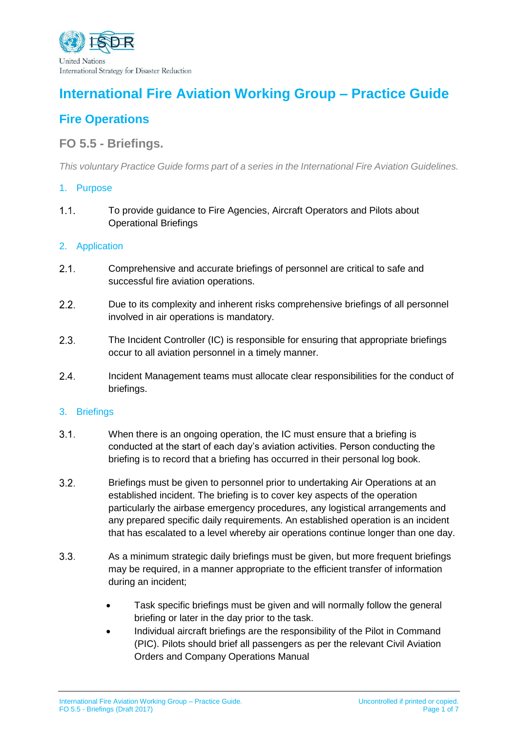United Nations
International Strategy for Disaster Reduction

# International Fire Aviation Working Group – Practice Guide

## Fire Operations

### FO 5.5 - Briefings.

*This voluntary Practice Guide forms part of a series in the International Fire Aviation Guidelines.*

#### 1. Purpose

1.1. To provide guidance to Fire Agencies, Aircraft Operators and Pilots about Operational Briefings

#### 2. Application

2.1. Comprehensive and accurate briefings of personnel are critical to safe and successful fire aviation operations.

2.2. Due to its complexity and inherent risks comprehensive briefings of all personnel involved in air operations is mandatory.

2.3. The Incident Controller (IC) is responsible for ensuring that appropriate briefings occur to all aviation personnel in a timely manner.

2.4. Incident Management teams must allocate clear responsibilities for the conduct of briefings.

#### 3. Briefings

3.1. When there is an ongoing operation, the IC must ensure that a briefing is conducted at the start of each day's aviation activities. Person conducting the briefing is to record that a briefing has occurred in their personal log book.

3.2. Briefings must be given to personnel prior to undertaking Air Operations at an established incident. The briefing is to cover key aspects of the operation particularly the airbase emergency procedures, any logistical arrangements and any prepared specific daily requirements. An established operation is an incident that has escalated to a level whereby air operations continue longer than one day.

3.3. As a minimum strategic daily briefings must be given, but more frequent briefings may be required, in a manner appropriate to the efficient transfer of information during an incident;

- Task specific briefings must be given and will normally follow the general briefing or later in the day prior to the task.
- Individual aircraft briefings are the responsibility of the Pilot in Command (PIC). Pilots should brief all passengers as per the relevant Civil Aviation Orders and Company Operations Manual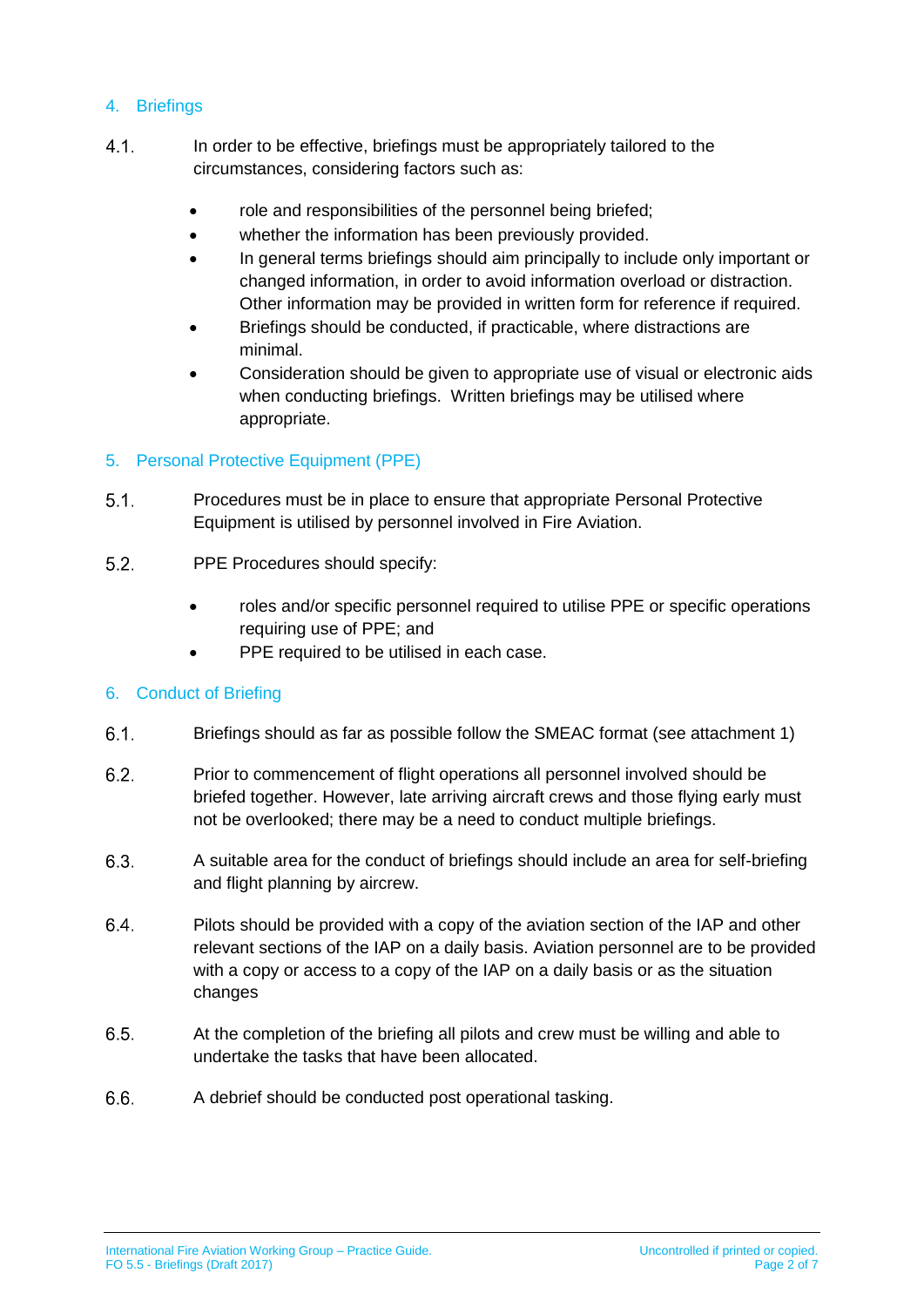## 4. Briefings

4.1. In order to be effective, briefings must be appropriately tailored to the circumstances, considering factors such as:

- role and responsibilities of the personnel being briefed;
- whether the information has been previously provided.
- In general terms briefings should aim principally to include only important or changed information, in order to avoid information overload or distraction. Other information may be provided in written form for reference if required.
- Briefings should be conducted, if practicable, where distractions are minimal.
- Consideration should be given to appropriate use of visual or electronic aids when conducting briefings. Written briefings may be utilised where appropriate.

## 5. Personal Protective Equipment (PPE)

5.1. Procedures must be in place to ensure that appropriate Personal Protective Equipment is utilised by personnel involved in Fire Aviation.

5.2. PPE Procedures should specify:

- roles and/or specific personnel required to utilise PPE or specific operations requiring use of PPE; and
- PPE required to be utilised in each case.

## 6. Conduct of Briefing

6.1. Briefings should as far as possible follow the SMEAC format (see attachment 1)

6.2. Prior to commencement of flight operations all personnel involved should be briefed together. However, late arriving aircraft crews and those flying early must not be overlooked; there may be a need to conduct multiple briefings.

6.3. A suitable area for the conduct of briefings should include an area for self-briefing and flight planning by aircrew.

6.4. Pilots should be provided with a copy of the aviation section of the IAP and other relevant sections of the IAP on a daily basis. Aviation personnel are to be provided with a copy or access to a copy of the IAP on a daily basis or as the situation changes

6.5. At the completion of the briefing all pilots and crew must be willing and able to undertake the tasks that have been allocated.

6.6. A debrief should be conducted post operational tasking.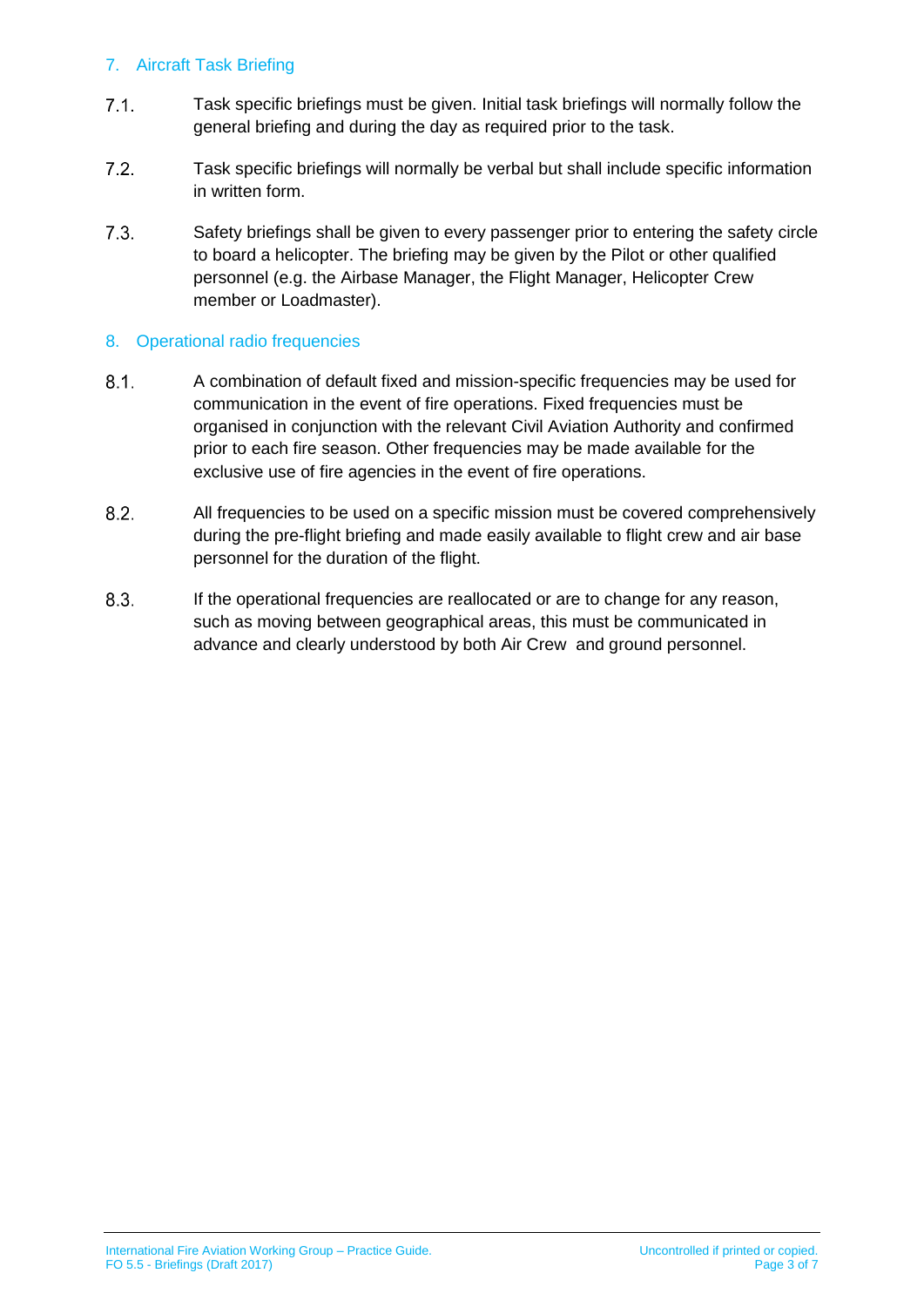## 7. Aircraft Task Briefing

7.1. Task specific briefings must be given. Initial task briefings will normally follow the general briefing and during the day as required prior to the task.

7.2. Task specific briefings will normally be verbal but shall include specific information in written form.

7.3. Safety briefings shall be given to every passenger prior to entering the safety circle to board a helicopter. The briefing may be given by the Pilot or other qualified personnel (e.g. the Airbase Manager, the Flight Manager, Helicopter Crew member or Loadmaster).

## 8. Operational radio frequencies

8.1. A combination of default fixed and mission-specific frequencies may be used for communication in the event of fire operations. Fixed frequencies must be organised in conjunction with the relevant Civil Aviation Authority and confirmed prior to each fire season. Other frequencies may be made available for the exclusive use of fire agencies in the event of fire operations.

8.2. All frequencies to be used on a specific mission must be covered comprehensively during the pre-flight briefing and made easily available to flight crew and air base personnel for the duration of the flight.

8.3. If the operational frequencies are reallocated or are to change for any reason, such as moving between geographical areas, this must be communicated in advance and clearly understood by both Air Crew and ground personnel.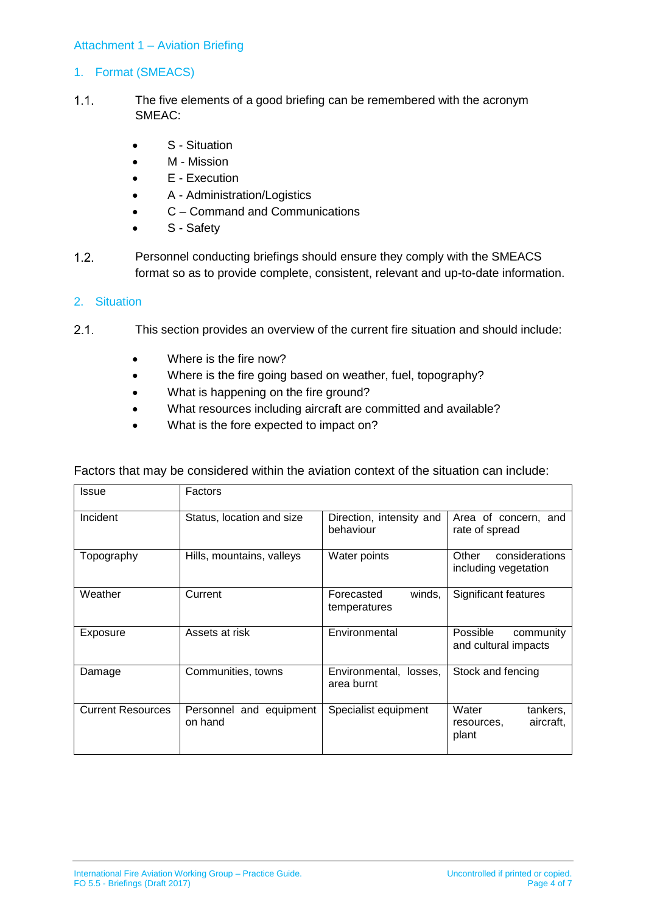Attachment 1 – Aviation Briefing

## 1. Format (SMEACS)

1.1. The five elements of a good briefing can be remembered with the acronym SMEAC:

- S - Situation
- M - Mission
- E - Execution
- A - Administration/Logistics
- C – Command and Communications
- S - Safety

1.2. Personnel conducting briefings should ensure they comply with the SMEACS format so as to provide complete, consistent, relevant and up-to-date information.

## 2. Situation

2.1. This section provides an overview of the current fire situation and should include:

- Where is the fire now?
- Where is the fire going based on weather, fuel, topography?
- What is happening on the fire ground?
- What resources including aircraft are committed and available?
- What is the fore expected to impact on?

Factors that may be considered within the aviation context of the situation can include:

| Issue | Factors | | |
|---|---|---|---|
| Incident | Status, location and size | Direction, intensity and behaviour | Area of concern, and rate of spread |
| Topography | Hills, mountains, valleys | Water points | Other considerations including vegetation |
| Weather | Current | Forecasted winds, temperatures | Significant features |
| Exposure | Assets at risk | Environmental | Possible community and cultural impacts |
| Damage | Communities, towns | Environmental, losses, area burnt | Stock and fencing |
| Current Resources | Personnel and equipment on hand | Specialist equipment | Water tankers, resources, aircraft, plant |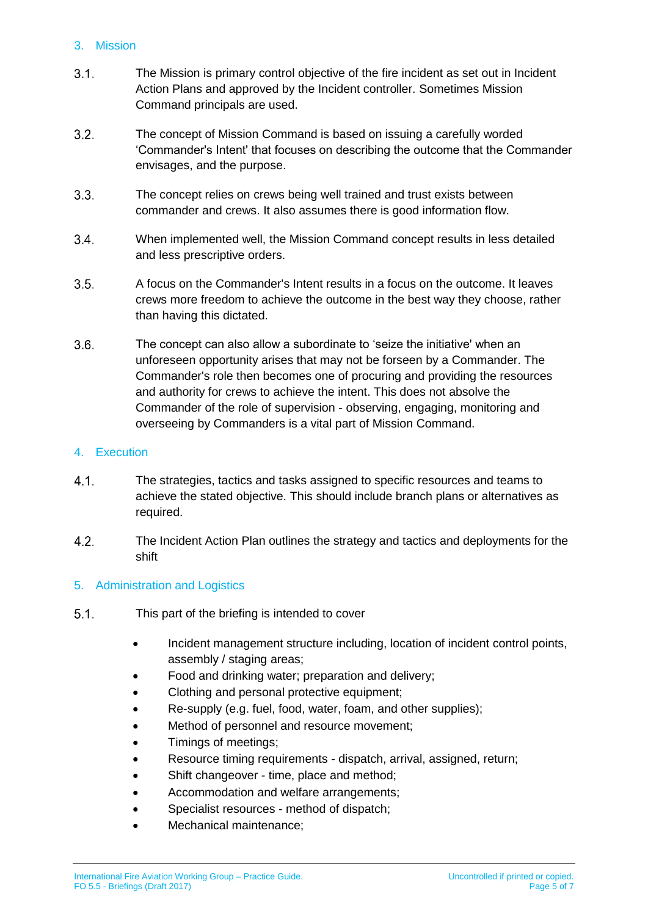## 3. Mission

3.1. The Mission is primary control objective of the fire incident as set out in Incident Action Plans and approved by the Incident controller. Sometimes Mission Command principals are used.

3.2. The concept of Mission Command is based on issuing a carefully worded 'Commander's Intent' that focuses on describing the outcome that the Commander envisages, and the purpose.

3.3. The concept relies on crews being well trained and trust exists between commander and crews. It also assumes there is good information flow.

3.4. When implemented well, the Mission Command concept results in less detailed and less prescriptive orders.

3.5. A focus on the Commander's Intent results in a focus on the outcome. It leaves crews more freedom to achieve the outcome in the best way they choose, rather than having this dictated.

3.6. The concept can also allow a subordinate to 'seize the initiative' when an unforeseen opportunity arises that may not be forseen by a Commander. The Commander's role then becomes one of procuring and providing the resources and authority for crews to achieve the intent. This does not absolve the Commander of the role of supervision - observing, engaging, monitoring and overseeing by Commanders is a vital part of Mission Command.

## 4. Execution

4.1. The strategies, tactics and tasks assigned to specific resources and teams to achieve the stated objective. This should include branch plans or alternatives as required.

4.2. The Incident Action Plan outlines the strategy and tactics and deployments for the shift

## 5. Administration and Logistics

5.1. This part of the briefing is intended to cover

- Incident management structure including, location of incident control points, assembly / staging areas;
- Food and drinking water; preparation and delivery;
- Clothing and personal protective equipment;
- Re-supply (e.g. fuel, food, water, foam, and other supplies);
- Method of personnel and resource movement;
- Timings of meetings;
- Resource timing requirements - dispatch, arrival, assigned, return;
- Shift changeover - time, place and method;
- Accommodation and welfare arrangements;
- Specialist resources - method of dispatch;
- Mechanical maintenance;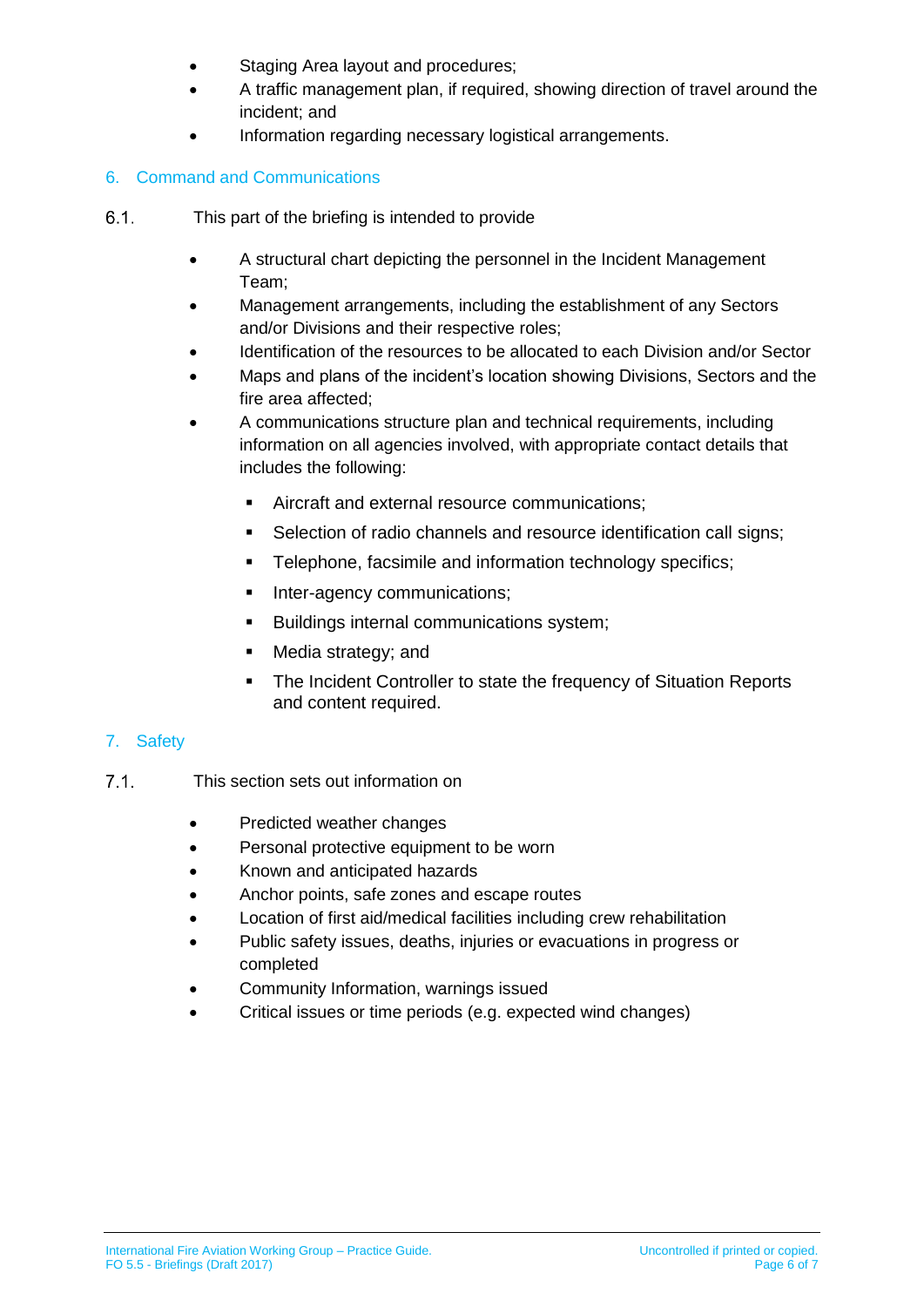- Staging Area layout and procedures;
- A traffic management plan, if required, showing direction of travel around the incident; and
- Information regarding necessary logistical arrangements.

## 6. Command and Communications

6.1. This part of the briefing is intended to provide

- A structural chart depicting the personnel in the Incident Management Team;
- Management arrangements, including the establishment of any Sectors and/or Divisions and their respective roles;
- Identification of the resources to be allocated to each Division and/or Sector
- Maps and plans of the incident's location showing Divisions, Sectors and the fire area affected;
- A communications structure plan and technical requirements, including information on all agencies involved, with appropriate contact details that includes the following:
  - Aircraft and external resource communications;
  - Selection of radio channels and resource identification call signs;
  - Telephone, facsimile and information technology specifics;
  - Inter-agency communications;
  - Buildings internal communications system;
  - Media strategy; and
  - The Incident Controller to state the frequency of Situation Reports and content required.

## 7. Safety

7.1. This section sets out information on

- Predicted weather changes
- Personal protective equipment to be worn
- Known and anticipated hazards
- Anchor points, safe zones and escape routes
- Location of first aid/medical facilities including crew rehabilitation
- Public safety issues, deaths, injuries or evacuations in progress or completed
- Community Information, warnings issued
- Critical issues or time periods (e.g. expected wind changes)